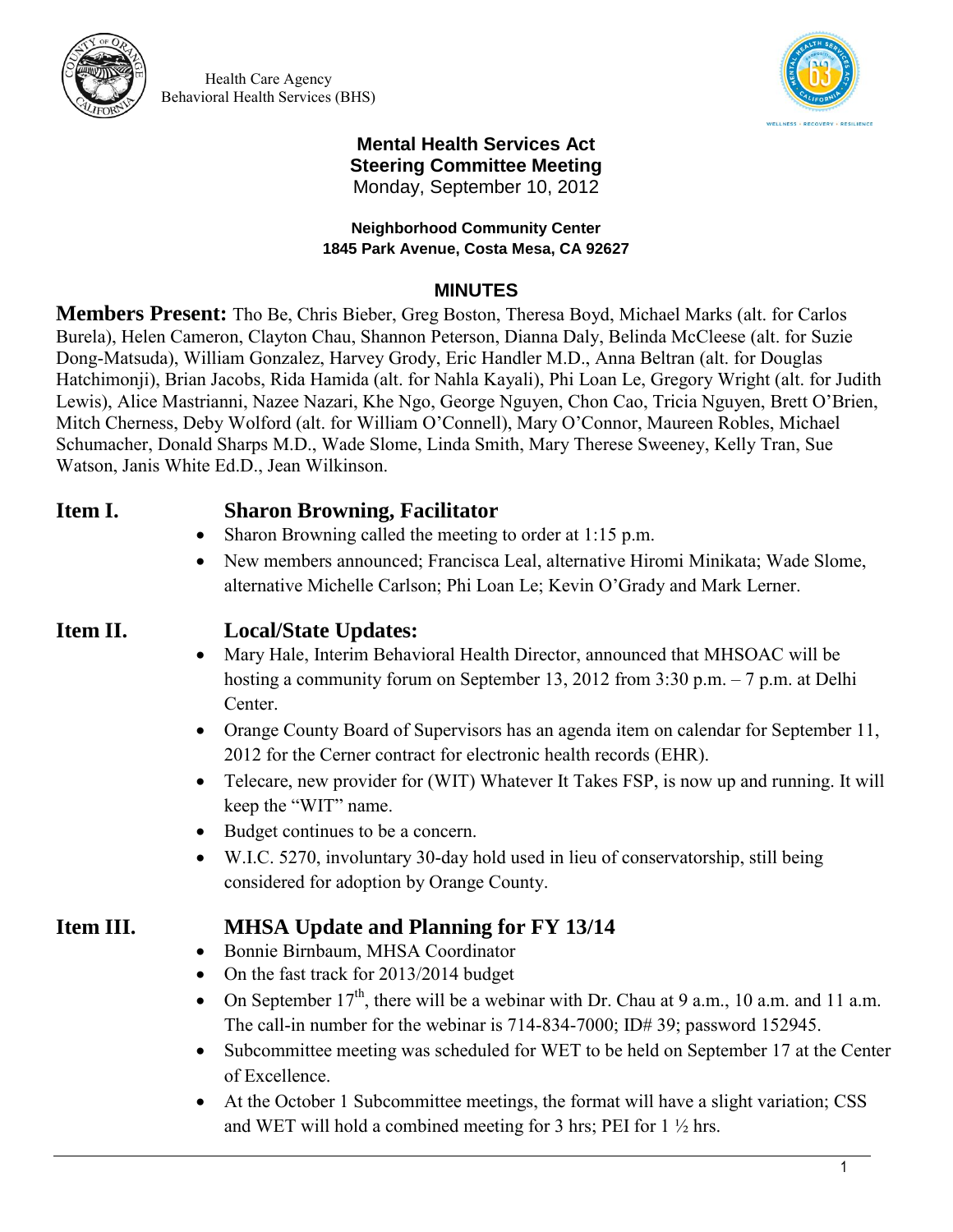Health Care Agency
Behavioral Health Services (BHS)

**Mental Health Services Act**
**Steering Committee Meeting**
Monday, September 10, 2012

**Neighborhood Community Center**
**1845 Park Avenue, Costa Mesa, CA 92627**

## MINUTES

**Members Present:** Tho Be, Chris Bieber, Greg Boston, Theresa Boyd, Michael Marks (alt. for Carlos Burela), Helen Cameron, Clayton Chau, Shannon Peterson, Dianna Daly, Belinda McCleese (alt. for Suzie Dong-Matsuda), William Gonzalez, Harvey Grody, Eric Handler M.D., Anna Beltran (alt. for Douglas Hatchimonji), Brian Jacobs, Rida Hamida (alt. for Nahla Kayali), Phi Loan Le, Gregory Wright (alt. for Judith Lewis), Alice Mastrianni, Nazee Nazari, Khe Ngo, George Nguyen, Chon Cao, Tricia Nguyen, Brett O'Brien, Mitch Cherness, Deby Wolford (alt. for William O'Connell), Mary O'Connor, Maureen Robles, Michael Schumacher, Donald Sharps M.D., Wade Slome, Linda Smith, Mary Therese Sweeney, Kelly Tran, Sue Watson, Janis White Ed.D., Jean Wilkinson.

### Item I. Sharon Browning, Facilitator

- Sharon Browning called the meeting to order at 1:15 p.m.
- New members announced; Francisca Leal, alternative Hiromi Minikata; Wade Slome, alternative Michelle Carlson; Phi Loan Le; Kevin O'Grady and Mark Lerner.

### Item II. Local/State Updates:

- Mary Hale, Interim Behavioral Health Director, announced that MHSOAC will be hosting a community forum on September 13, 2012 from 3:30 p.m. – 7 p.m. at Delhi Center.
- Orange County Board of Supervisors has an agenda item on calendar for September 11, 2012 for the Cerner contract for electronic health records (EHR).
- Telecare, new provider for (WIT) Whatever It Takes FSP, is now up and running. It will keep the "WIT" name.
- Budget continues to be a concern.
- W.I.C. 5270, involuntary 30-day hold used in lieu of conservatorship, still being considered for adoption by Orange County.

### Item III. MHSA Update and Planning for FY 13/14

- Bonnie Birnbaum, MHSA Coordinator
- On the fast track for 2013/2014 budget
- On September 17th, there will be a webinar with Dr. Chau at 9 a.m., 10 a.m. and 11 a.m. The call-in number for the webinar is 714-834-7000; ID# 39; password 152945.
- Subcommittee meeting was scheduled for WET to be held on September 17 at the Center of Excellence.
- At the October 1 Subcommittee meetings, the format will have a slight variation; CSS and WET will hold a combined meeting for 3 hrs; PEI for 1 ½ hrs.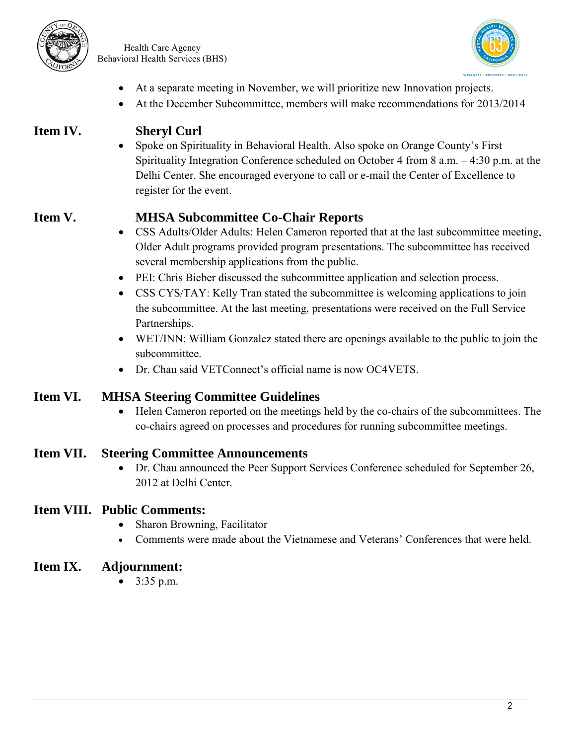- At a separate meeting in November, we will prioritize new Innovation projects.
- At the December Subcommittee, members will make recommendations for 2013/2014

## Item IV. Sheryl Curl

- Spoke on Spirituality in Behavioral Health. Also spoke on Orange County's First Spirituality Integration Conference scheduled on October 4 from 8 a.m. – 4:30 p.m. at the Delhi Center. She encouraged everyone to call or e-mail the Center of Excellence to register for the event.

## Item V. MHSA Subcommittee Co-Chair Reports

- CSS Adults/Older Adults: Helen Cameron reported that at the last subcommittee meeting, Older Adult programs provided program presentations. The subcommittee has received several membership applications from the public.
- PEI: Chris Bieber discussed the subcommittee application and selection process.
- CSS CYS/TAY: Kelly Tran stated the subcommittee is welcoming applications to join the subcommittee. At the last meeting, presentations were received on the Full Service Partnerships.
- WET/INN: William Gonzalez stated there are openings available to the public to join the subcommittee.
- Dr. Chau said VETConnect's official name is now OC4VETS.

## Item VI. MHSA Steering Committee Guidelines

- Helen Cameron reported on the meetings held by the co-chairs of the subcommittees. The co-chairs agreed on processes and procedures for running subcommittee meetings.

## Item VII. Steering Committee Announcements

- Dr. Chau announced the Peer Support Services Conference scheduled for September 26, 2012 at Delhi Center.

## Item VIII. Public Comments:

- Sharon Browning, Facilitator
- Comments were made about the Vietnamese and Veterans' Conferences that were held.

## Item IX. Adjournment:

- 3:35 p.m.